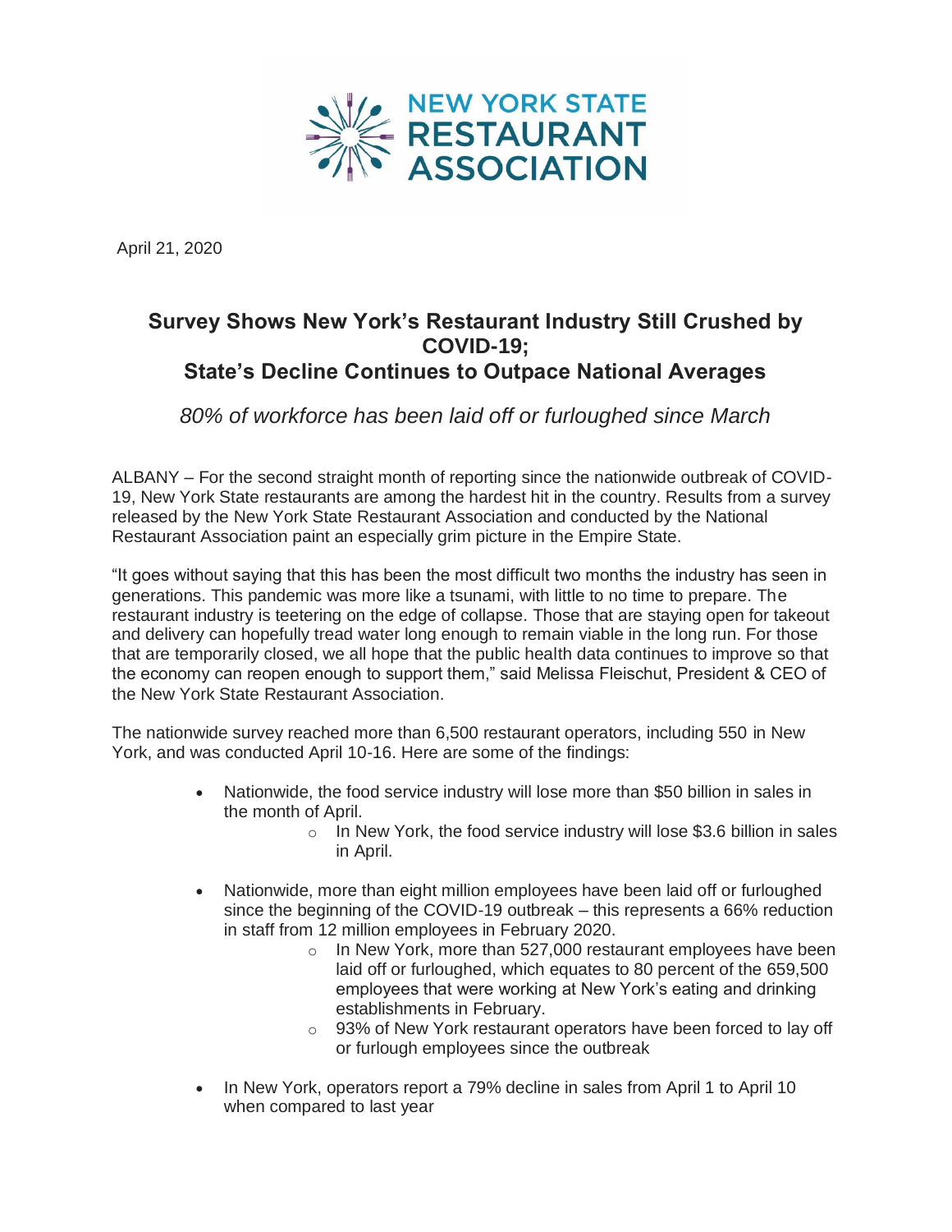NEW YORK STATE RESTAURANT ASSOCIATION

April 21, 2020

# Survey Shows New York's Restaurant Industry Still Crushed by COVID-19; State's Decline Continues to Outpace National Averages

*80% of workforce has been laid off or furloughed since March*

ALBANY – For the second straight month of reporting since the nationwide outbreak of COVID-19, New York State restaurants are among the hardest hit in the country. Results from a survey released by the New York State Restaurant Association and conducted by the National Restaurant Association paint an especially grim picture in the Empire State.

"It goes without saying that this has been the most difficult two months the industry has seen in generations. This pandemic was more like a tsunami, with little to no time to prepare. The restaurant industry is teetering on the edge of collapse. Those that are staying open for takeout and delivery can hopefully tread water long enough to remain viable in the long run. For those that are temporarily closed, we all hope that the public health data continues to improve so that the economy can reopen enough to support them," said Melissa Fleischut, President & CEO of the New York State Restaurant Association.

The nationwide survey reached more than 6,500 restaurant operators, including 550 in New York, and was conducted April 10-16. Here are some of the findings:

- Nationwide, the food service industry will lose more than $50 billion in sales in the month of April.
  - In New York, the food service industry will lose $3.6 billion in sales in April.
- Nationwide, more than eight million employees have been laid off or furloughed since the beginning of the COVID-19 outbreak – this represents a 66% reduction in staff from 12 million employees in February 2020.
  - In New York, more than 527,000 restaurant employees have been laid off or furloughed, which equates to 80 percent of the 659,500 employees that were working at New York's eating and drinking establishments in February.
  - 93% of New York restaurant operators have been forced to lay off or furlough employees since the outbreak
- In New York, operators report a 79% decline in sales from April 1 to April 10 when compared to last year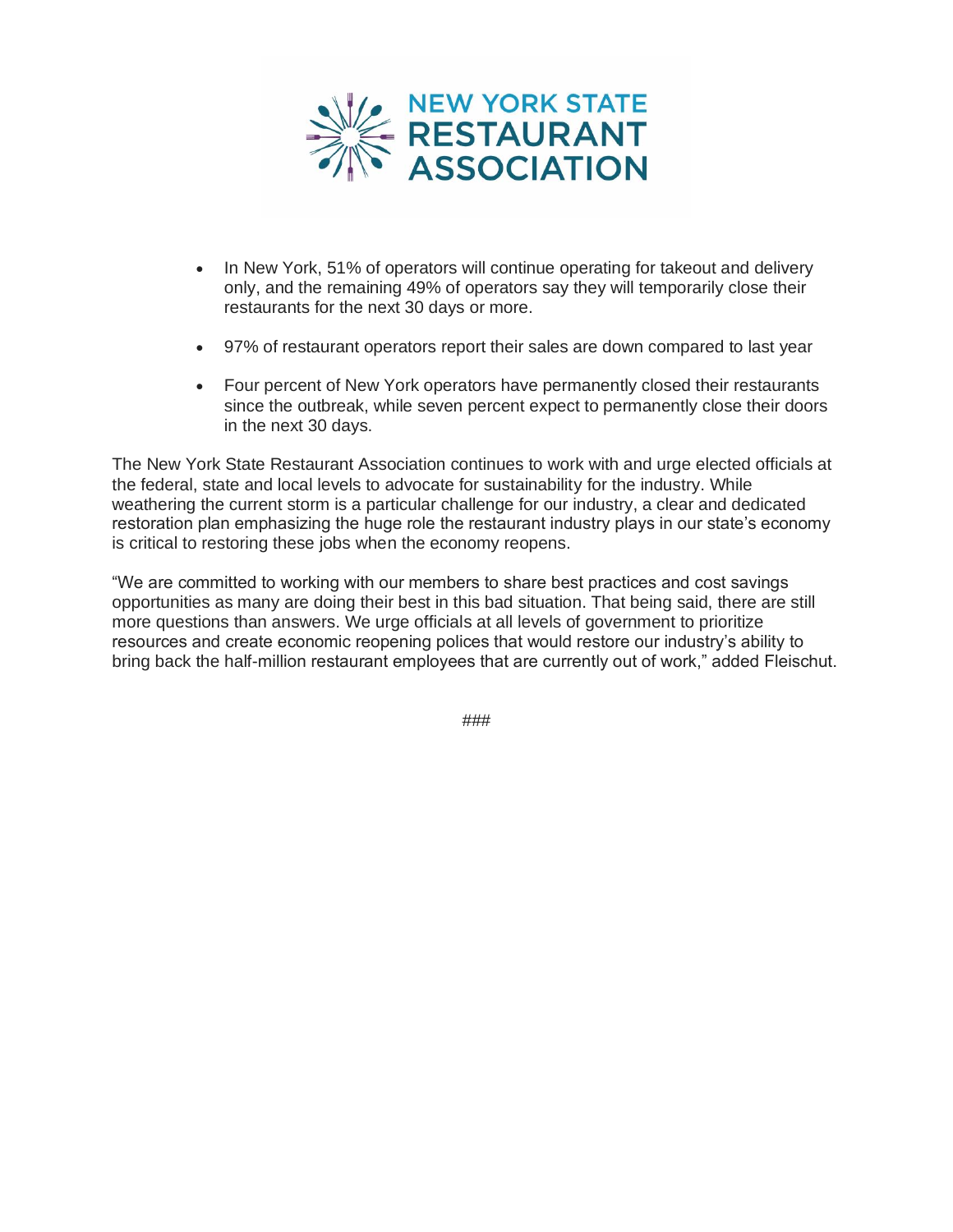- In New York, 51% of operators will continue operating for takeout and delivery only, and the remaining 49% of operators say they will temporarily close their restaurants for the next 30 days or more.
- 97% of restaurant operators report their sales are down compared to last year
- Four percent of New York operators have permanently closed their restaurants since the outbreak, while seven percent expect to permanently close their doors in the next 30 days.

The New York State Restaurant Association continues to work with and urge elected officials at the federal, state and local levels to advocate for sustainability for the industry. While weathering the current storm is a particular challenge for our industry, a clear and dedicated restoration plan emphasizing the huge role the restaurant industry plays in our state's economy is critical to restoring these jobs when the economy reopens.

"We are committed to working with our members to share best practices and cost savings opportunities as many are doing their best in this bad situation. That being said, there are still more questions than answers. We urge officials at all levels of government to prioritize resources and create economic reopening polices that would restore our industry's ability to bring back the half-million restaurant employees that are currently out of work," added Fleischut.

###